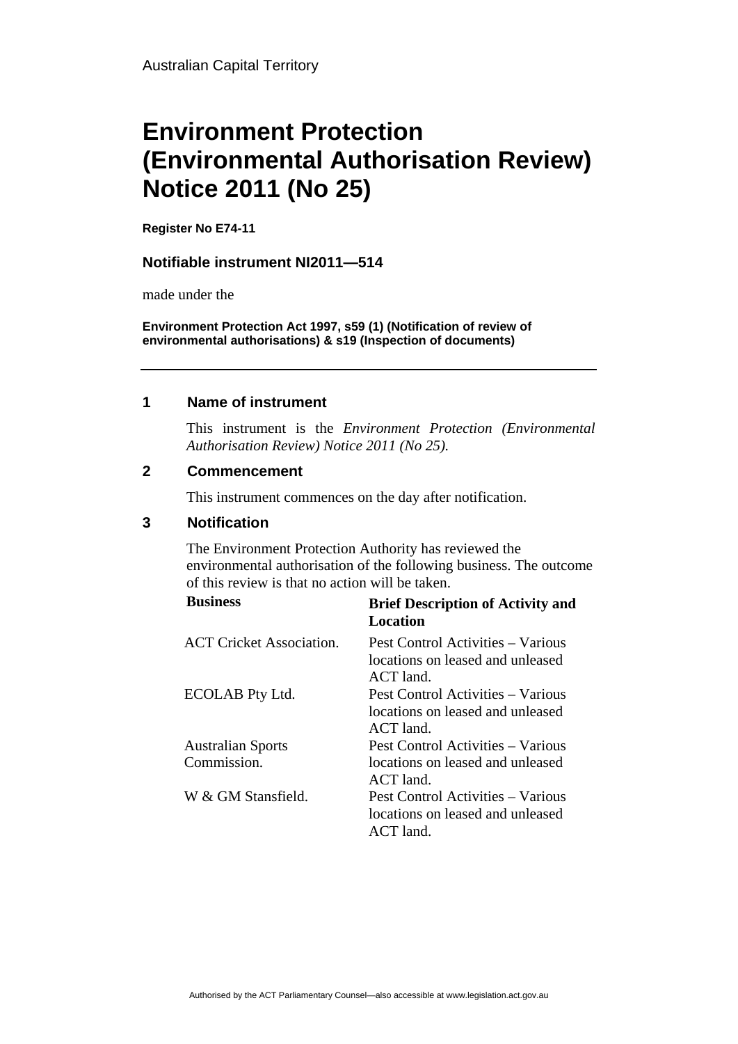Australian Capital Territory

# Environment Protection (Environmental Authorisation Review) Notice 2011 (No 25)

**Register No E74-11**

### Notifiable instrument NI2011—514

made under the

**Environment Protection Act 1997, s59 (1) (Notification of review of environmental authorisations) & s19 (Inspection of documents)**

---

## 1 Name of instrument

This instrument is the *Environment Protection (Environmental Authorisation Review) Notice 2011 (No 25).*

## 2 Commencement

This instrument commences on the day after notification.

## 3 Notification

The Environment Protection Authority has reviewed the environmental authorisation of the following business. The outcome of this review is that no action will be taken.

| Business | Brief Description of Activity and Location |
|---|---|
| ACT Cricket Association. | Pest Control Activities – Various locations on leased and unleased ACT land. |
| ECOLAB Pty Ltd. | Pest Control Activities – Various locations on leased and unleased ACT land. |
| Australian Sports Commission. | Pest Control Activities – Various locations on leased and unleased ACT land. |
| W & GM Stansfield. | Pest Control Activities – Various locations on leased and unleased ACT land. |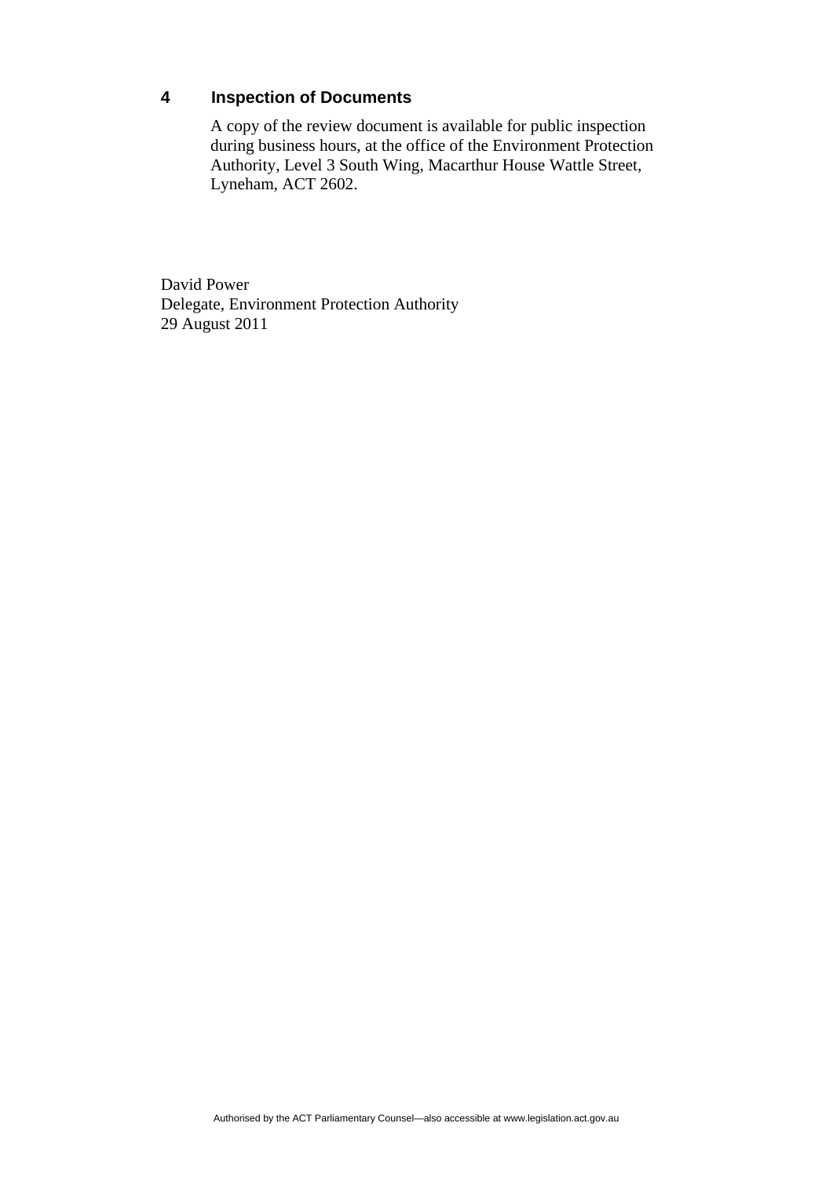## 4 Inspection of Documents

A copy of the review document is available for public inspection during business hours, at the office of the Environment Protection Authority, Level 3 South Wing, Macarthur House Wattle Street, Lyneham, ACT 2602.

David Power
Delegate, Environment Protection Authority
29 August 2011